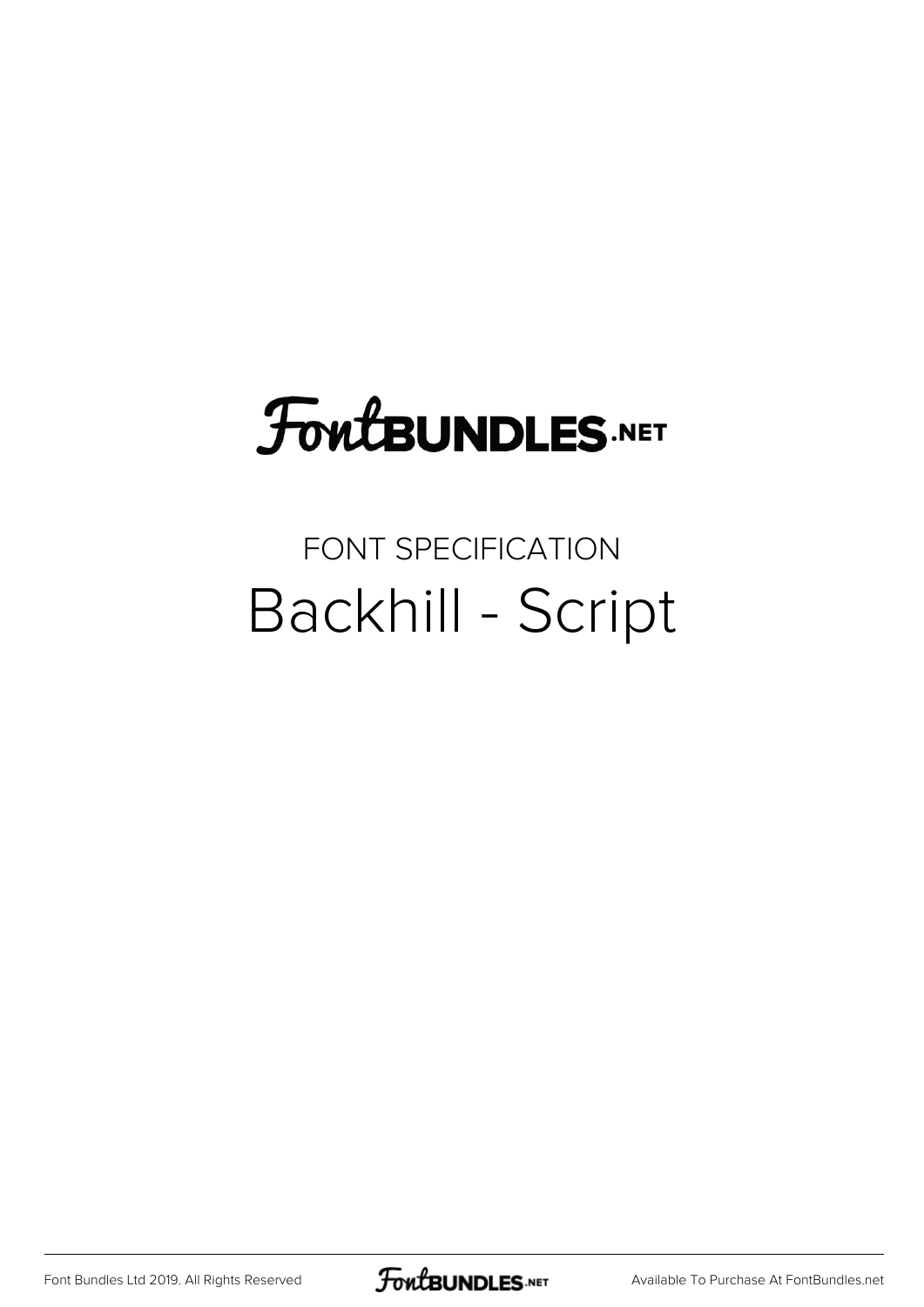FontBUNDLES.NET

FONT SPECIFICATION

# Backhill - Script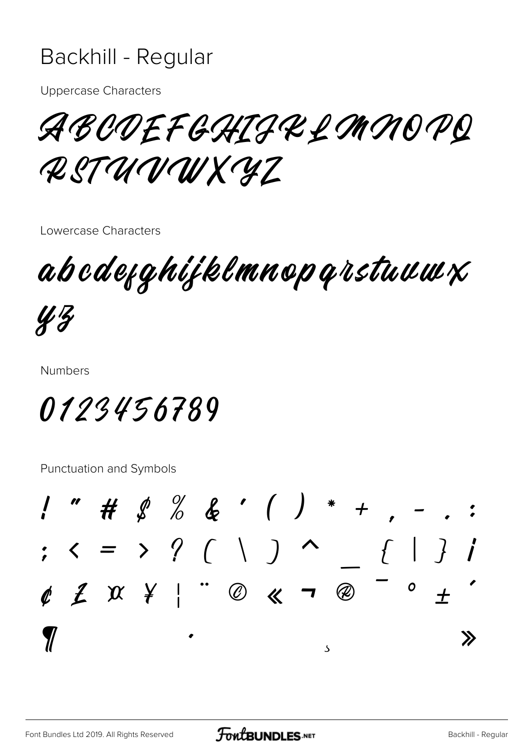# Backhill - Regular

Uppercase Characters

ABCDEFGHIJKLMNOPQ
RSTUVWXYZ

Lowercase Characters

abcdefghijklmnopqrstuvwx
yz

Numbers

0123456789

Punctuation and Symbols

! " # $ % & ' ( ) * + , - . :
; < = > ? [ \ ] ^ _ { | } ¡
¢ £ ¤ ¥ ¦ ¨ © « ¬ ® ¯ ° ± ´
¶ · ¸ »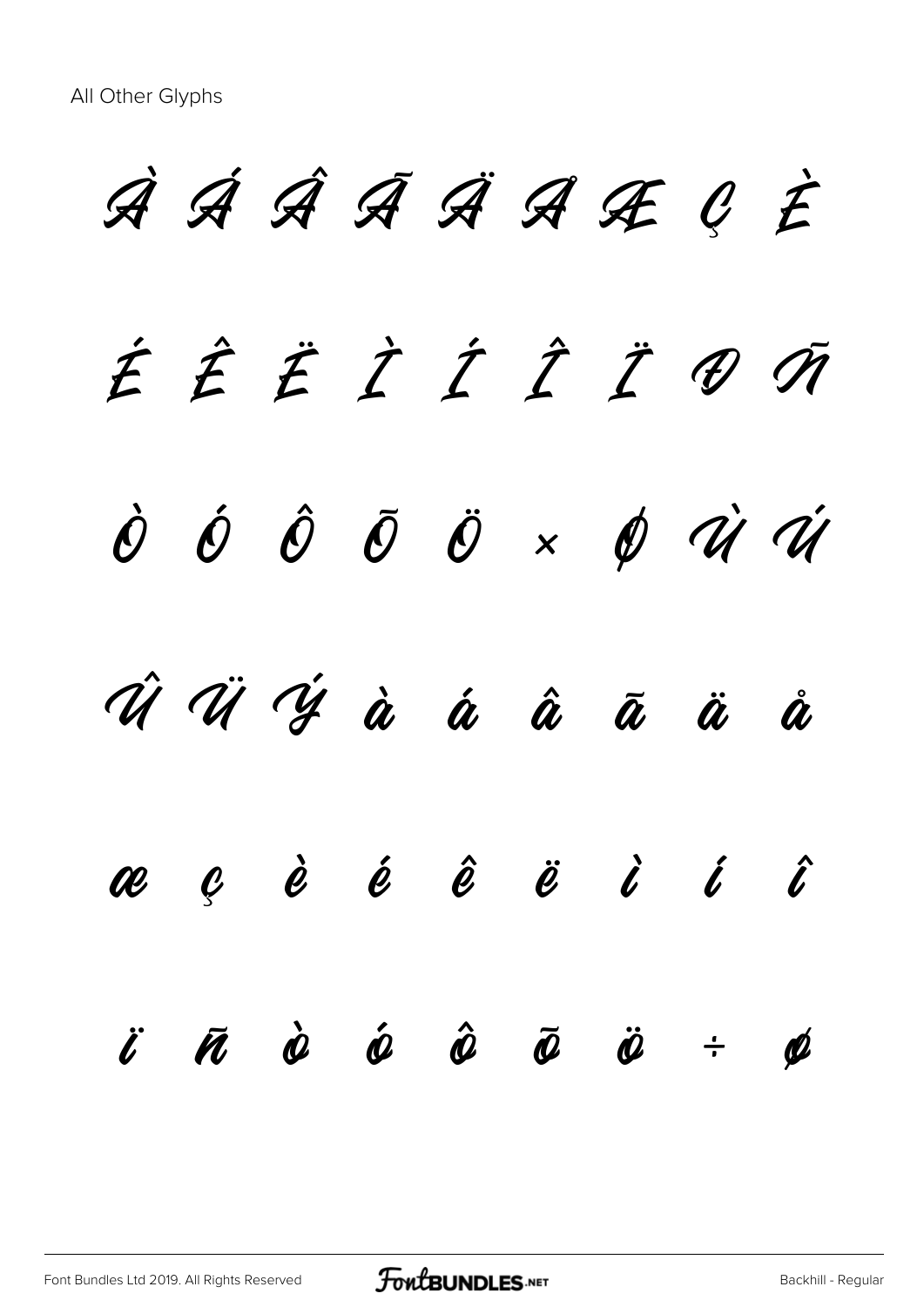All Other Glyphs

À Á Â Ã Ä Å Æ Ç È

É Ê Ë Ì Í Î Ï Ð Ñ

Ò Ó Ô Õ Ö × Ø Ù Ú

Û Ü Ý à á â ã ä å

æ ç è é ê ë ì í î

ï ñ ò ó ô õ ö ÷ ø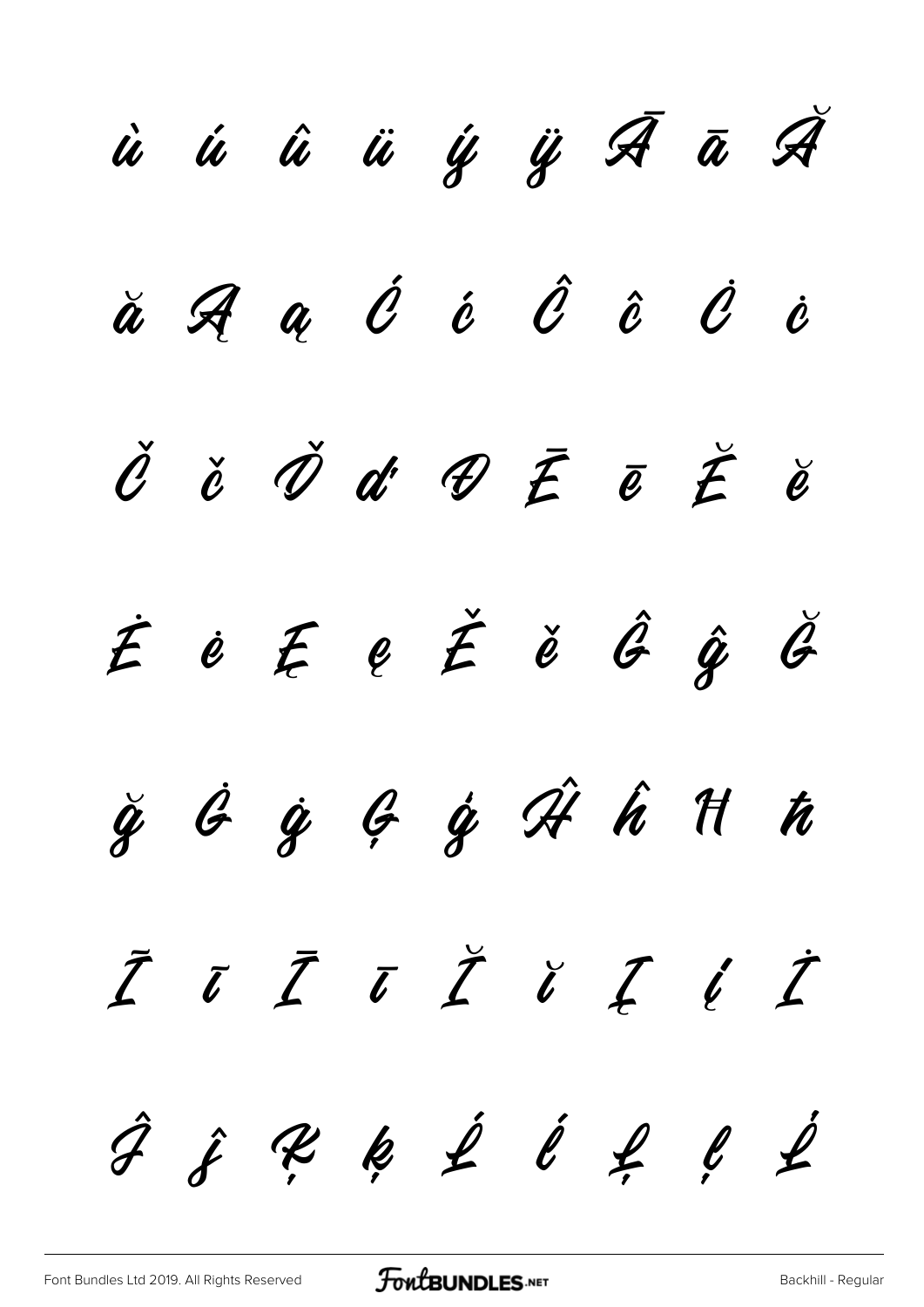ù ú û ü ý ÿ Ā ā Ă

ă Ą ą Ć ć Ĉ ĉ Ċ ċ

Č č Ď ď Đ Ē ē Ĕ ĕ

Ė ė Ę ę Ě ě Ĝ ĝ Ğ

ğ Ġ ġ Ģ ģ Ĥ ĥ Ħ ħ

Ĩ ĩ Ī ī Ĭ ĭ Į į İ

Ĵ ĵ Ķ ķ Ĺ ĺ Ļ ļ Ľ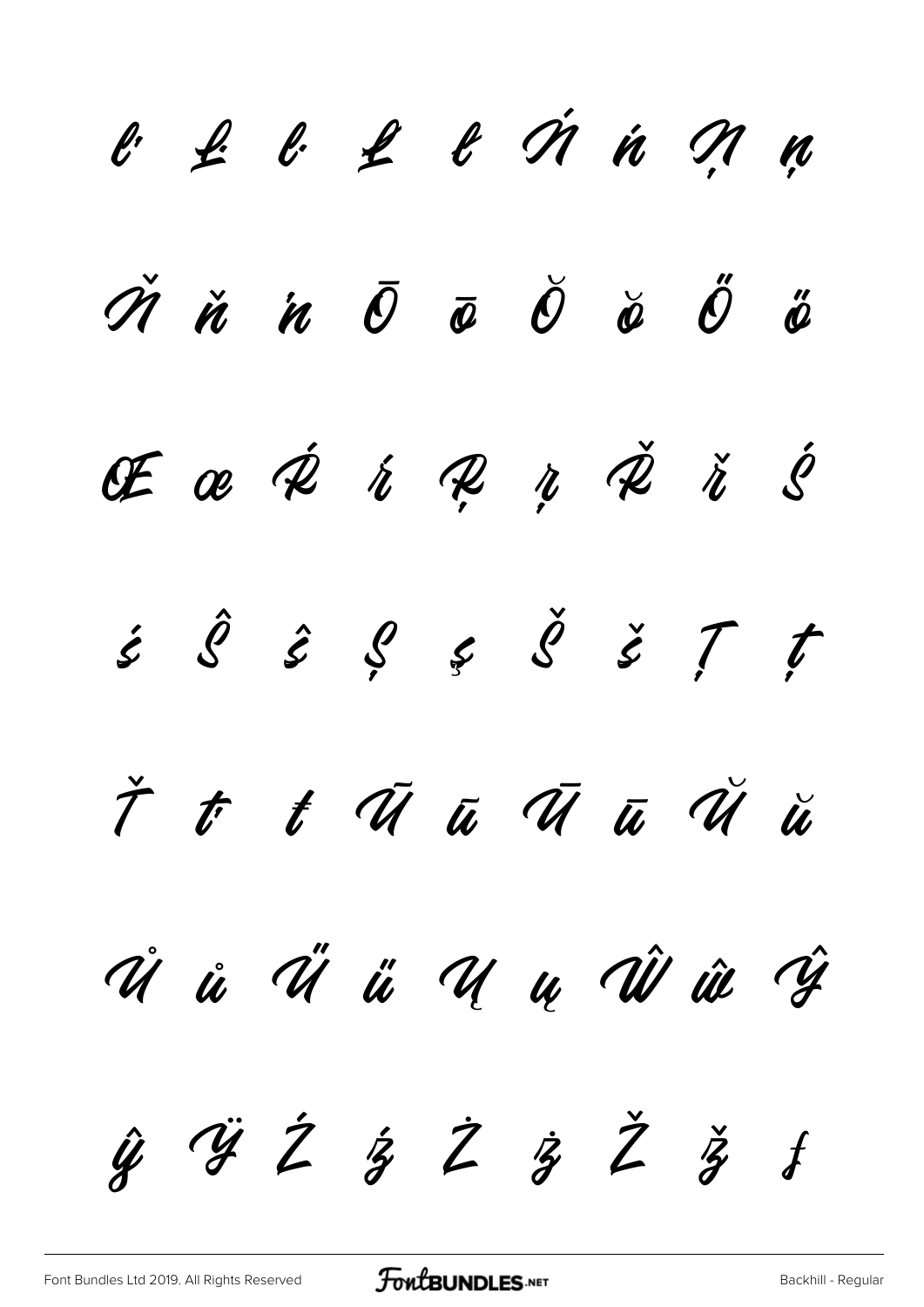ľ Ŀ ŀ Ł ł Ń ń Ņ ņ

Ň ň ŉ Ō ō Ŏ ŏ Ő ő

Œ œ Ŕ ŕ Ŗ ŗ Ř ř Ś

ś Ŝ ŝ Ş ş Š š Ţ ţ

Ť ť ŧ Ũ ũ Ū ū Ŭ ŭ

Ů ů Ű ű Ų ų Ŵ ŵ Ŷ

ŷ Ÿ Ź ź Ż ż Ž ž ƒ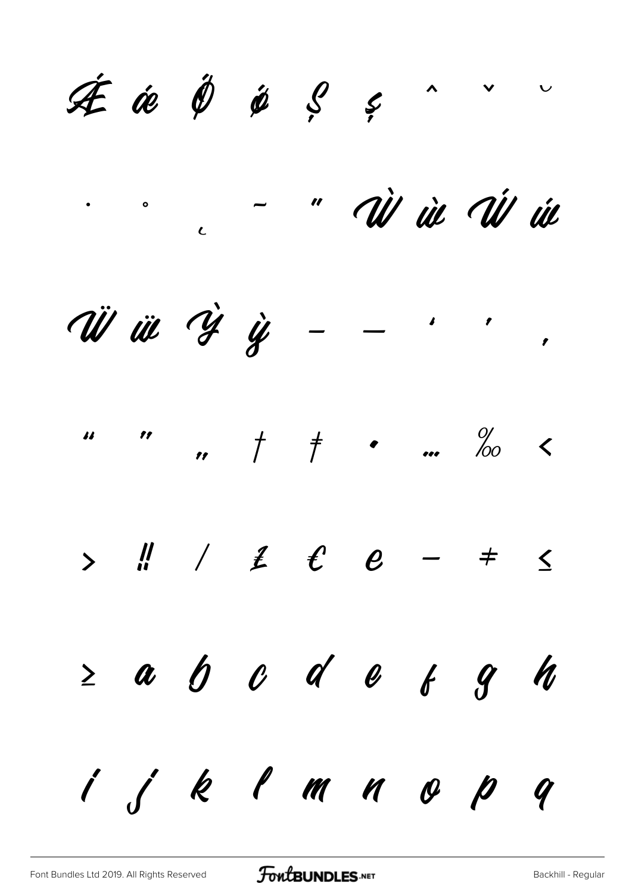Ǽ ǽ Ǿ ǿ Ș ș ˆ ˇ ˘

˙ ˚ ˛ ˜ ˝ Ẁ ẁ Ẃ ẃ

Ẅ ẅ Ỳ ỳ – — ‘ ’ ‚

“ ” „ † ‡ • … ‰ ‹

› ‼ ⁄ ₤ € ℮ − ≠ ≤

≥ a b c d e f g h

i j k l m n o p q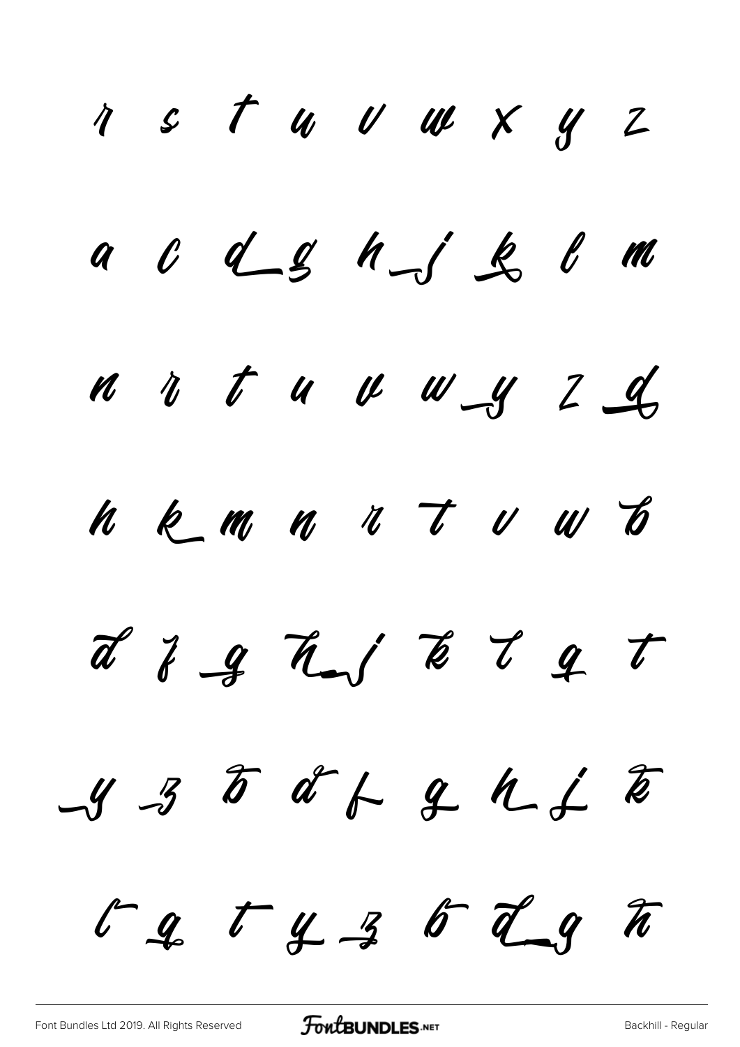r s t u v w x y z

a c d g h j k l m

n r t u v w y z d

h k m n r t v w b

d f g h j k l q t

y z b d f g h j k

l q t y z b d g h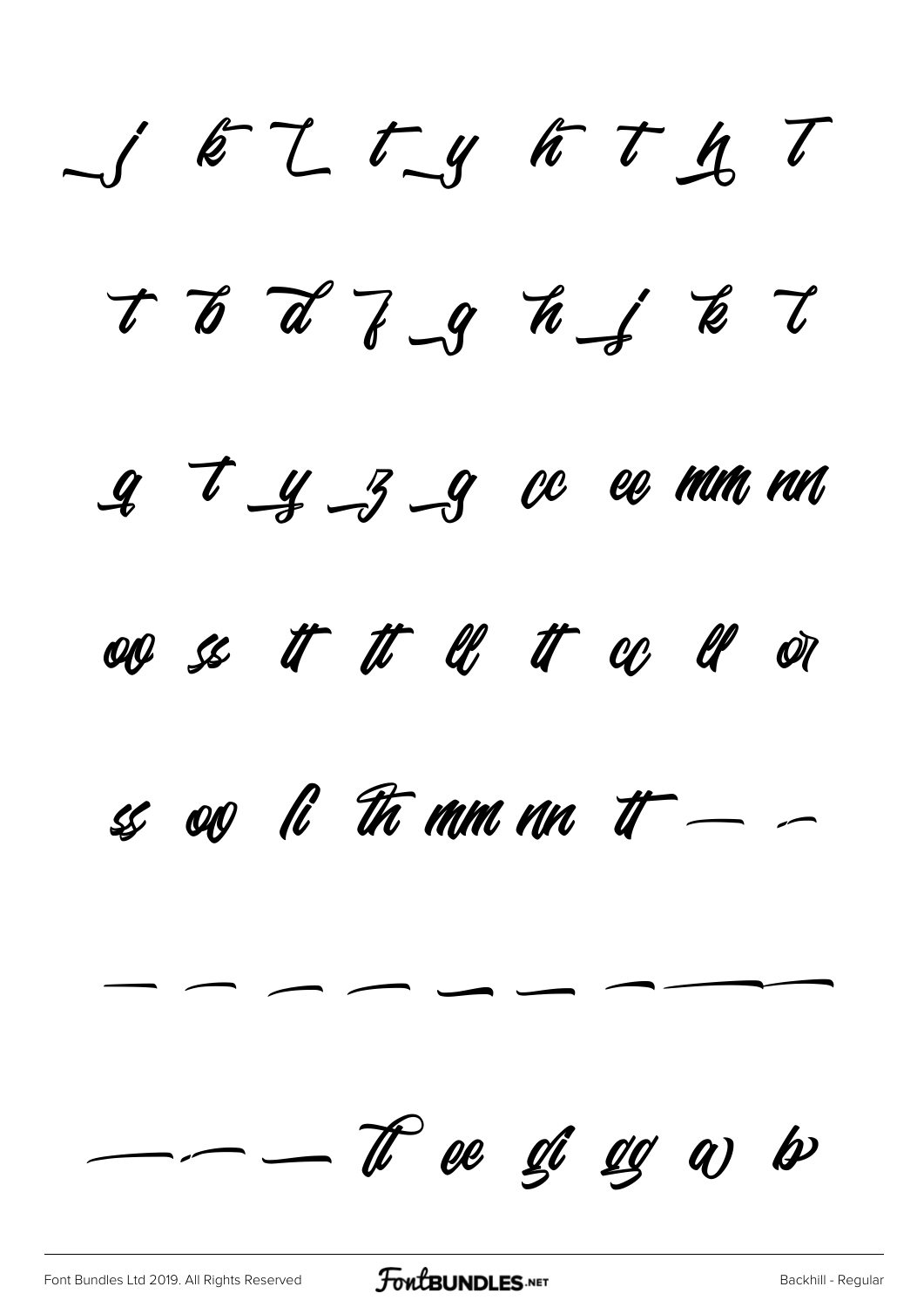j k l t y h t h T

t b d f g h j k l

g t y z g cc ee mm nn

oo ss tt tt ll tt cc ll or

ss oo li Th mm nn tt — –

— — — — — — — —

— – — Tt ee gi gg a b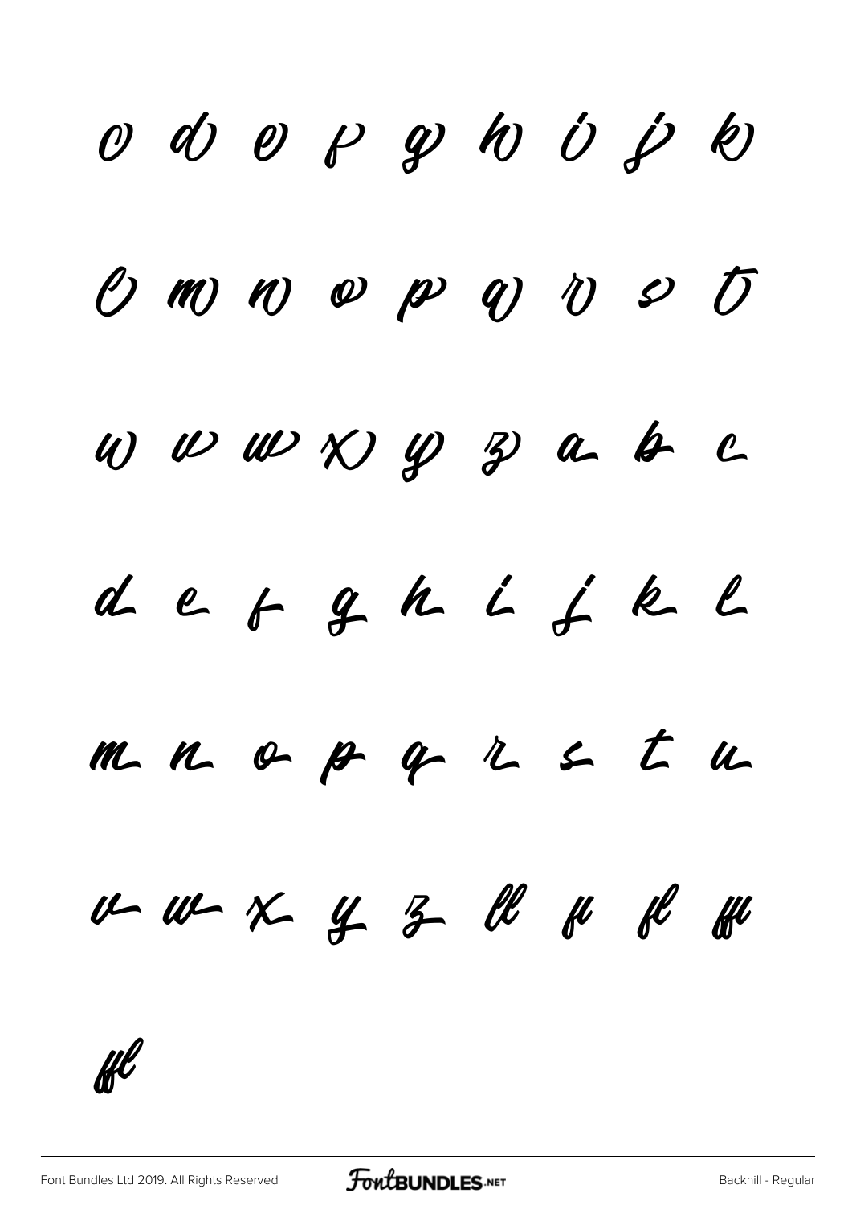c d e f g h i j k

l m n o p q r s t

u v w x y z a b c

d e f g h i j k l

m n o p q r s t u

v w x y z ll fi fl ffi

ffl